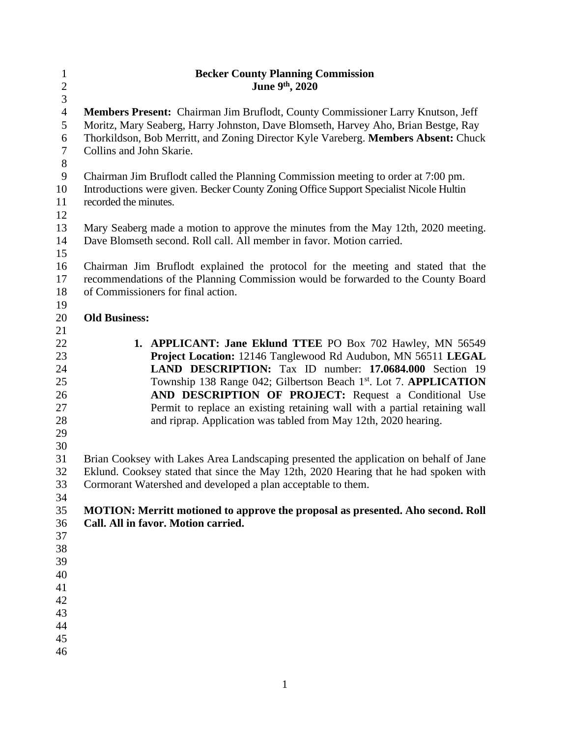# Becker County Planning Commission
## June 9th, 2020

**Members Present:** Chairman Jim Bruflodt, County Commissioner Larry Knutson, Jeff Moritz, Mary Seaberg, Harry Johnston, Dave Blomseth, Harvey Aho, Brian Bestge, Ray Thorkildson, Bob Merritt, and Zoning Director Kyle Vareberg. **Members Absent:** Chuck Collins and John Skarie.

Chairman Jim Bruflodt called the Planning Commission meeting to order at 7:00 pm. Introductions were given. Becker County Zoning Office Support Specialist Nicole Hultin recorded the minutes.

Mary Seaberg made a motion to approve the minutes from the May 12th, 2020 meeting. Dave Blomseth second. Roll call. All member in favor. Motion carried.

Chairman Jim Bruflodt explained the protocol for the meeting and stated that the recommendations of the Planning Commission would be forwarded to the County Board of Commissioners for final action.

**Old Business:**

1. **APPLICANT: Jane Eklund TTEE** PO Box 702 Hawley, MN 56549 **Project Location:** 12146 Tanglewood Rd Audubon, MN 56511 **LEGAL LAND DESCRIPTION:** Tax ID number: **17.0684.000** Section 19 Township 138 Range 042; Gilbertson Beach 1st. Lot 7. **APPLICATION AND DESCRIPTION OF PROJECT:** Request a Conditional Use Permit to replace an existing retaining wall with a partial retaining wall and riprap. Application was tabled from May 12th, 2020 hearing.

Brian Cooksey with Lakes Area Landscaping presented the application on behalf of Jane Eklund. Cooksey stated that since the May 12th, 2020 Hearing that he had spoken with Cormorant Watershed and developed a plan acceptable to them.

**MOTION: Merritt motioned to approve the proposal as presented. Aho second. Roll Call. All in favor. Motion carried.**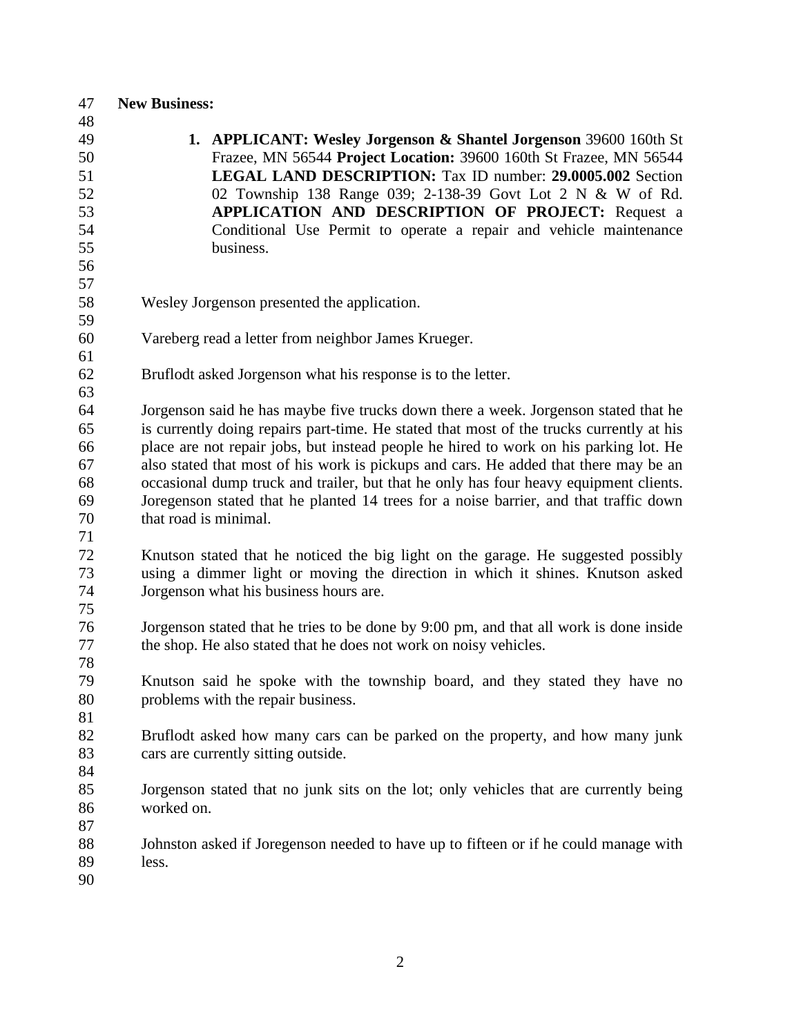**New Business:**

1. **APPLICANT: Wesley Jorgenson & Shantel Jorgenson** 39600 160th St Frazee, MN 56544 **Project Location:** 39600 160th St Frazee, MN 56544 **LEGAL LAND DESCRIPTION:** Tax ID number: **29.0005.002** Section 02 Township 138 Range 039; 2-138-39 Govt Lot 2 N & W of Rd. **APPLICATION AND DESCRIPTION OF PROJECT:** Request a Conditional Use Permit to operate a repair and vehicle maintenance business.

Wesley Jorgenson presented the application.

Vareberg read a letter from neighbor James Krueger.

Bruflodt asked Jorgenson what his response is to the letter.

Jorgenson said he has maybe five trucks down there a week. Jorgenson stated that he is currently doing repairs part-time. He stated that most of the trucks currently at his place are not repair jobs, but instead people he hired to work on his parking lot. He also stated that most of his work is pickups and cars. He added that there may be an occasional dump truck and trailer, but that he only has four heavy equipment clients. Joregenson stated that he planted 14 trees for a noise barrier, and that traffic down that road is minimal.

Knutson stated that he noticed the big light on the garage. He suggested possibly using a dimmer light or moving the direction in which it shines. Knutson asked Jorgenson what his business hours are.

Jorgenson stated that he tries to be done by 9:00 pm, and that all work is done inside the shop. He also stated that he does not work on noisy vehicles.

Knutson said he spoke with the township board, and they stated they have no problems with the repair business.

Bruflodt asked how many cars can be parked on the property, and how many junk cars are currently sitting outside.

Jorgenson stated that no junk sits on the lot; only vehicles that are currently being worked on.

Johnston asked if Joregenson needed to have up to fifteen or if he could manage with less.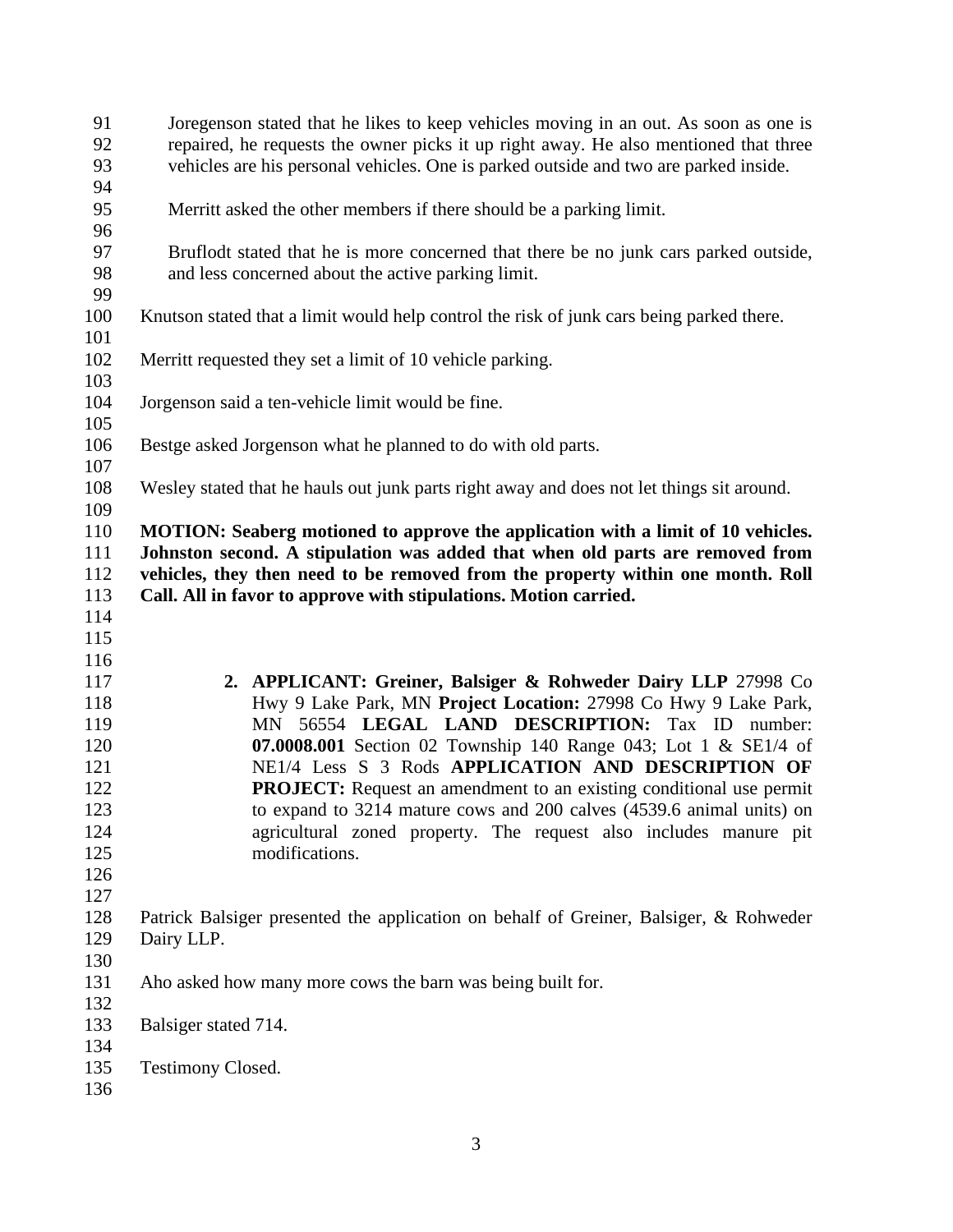Joregenson stated that he likes to keep vehicles moving in an out. As soon as one is repaired, he requests the owner picks it up right away. He also mentioned that three vehicles are his personal vehicles. One is parked outside and two are parked inside.

Merritt asked the other members if there should be a parking limit.

Bruflodt stated that he is more concerned that there be no junk cars parked outside, and less concerned about the active parking limit.

Knutson stated that a limit would help control the risk of junk cars being parked there.

Merritt requested they set a limit of 10 vehicle parking.

Jorgenson said a ten-vehicle limit would be fine.

Bestge asked Jorgenson what he planned to do with old parts.

Wesley stated that he hauls out junk parts right away and does not let things sit around.

**MOTION: Seaberg motioned to approve the application with a limit of 10 vehicles. Johnston second. A stipulation was added that when old parts are removed from vehicles, they then need to be removed from the property within one month. Roll Call. All in favor to approve with stipulations. Motion carried.**

2. **APPLICANT: Greiner, Balsiger & Rohweder Dairy LLP** 27998 Co Hwy 9 Lake Park, MN **Project Location:** 27998 Co Hwy 9 Lake Park, MN 56554 **LEGAL LAND DESCRIPTION:** Tax ID number: **07.0008.001** Section 02 Township 140 Range 043; Lot 1 & SE1/4 of NE1/4 Less S 3 Rods **APPLICATION AND DESCRIPTION OF PROJECT:** Request an amendment to an existing conditional use permit to expand to 3214 mature cows and 200 calves (4539.6 animal units) on agricultural zoned property. The request also includes manure pit modifications.

Patrick Balsiger presented the application on behalf of Greiner, Balsiger, & Rohweder Dairy LLP.

Aho asked how many more cows the barn was being built for.

Balsiger stated 714.

Testimony Closed.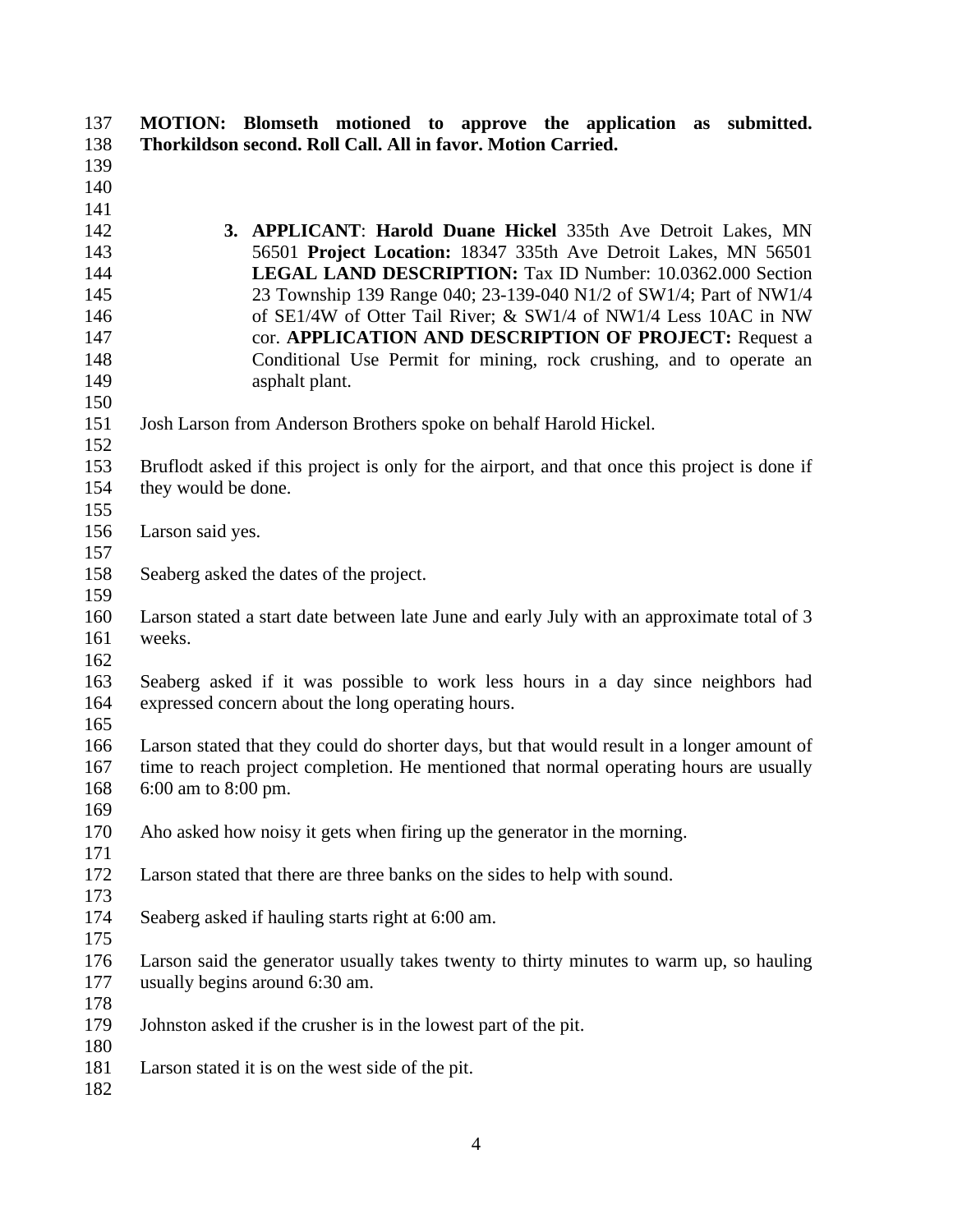**MOTION: Blomseth motioned to approve the application as submitted. Thorkildson second. Roll Call. All in favor. Motion Carried.**

3. **APPLICANT**: **Harold Duane Hickel** 335th Ave Detroit Lakes, MN 56501 **Project Location:** 18347 335th Ave Detroit Lakes, MN 56501 **LEGAL LAND DESCRIPTION:** Tax ID Number: 10.0362.000 Section 23 Township 139 Range 040; 23-139-040 N1/2 of SW1/4; Part of NW1/4 of SE1/4W of Otter Tail River; & SW1/4 of NW1/4 Less 10AC in NW cor. **APPLICATION AND DESCRIPTION OF PROJECT:** Request a Conditional Use Permit for mining, rock crushing, and to operate an asphalt plant.

Josh Larson from Anderson Brothers spoke on behalf Harold Hickel.

Bruflodt asked if this project is only for the airport, and that once this project is done if they would be done.

Larson said yes.

Seaberg asked the dates of the project.

Larson stated a start date between late June and early July with an approximate total of 3 weeks.

Seaberg asked if it was possible to work less hours in a day since neighbors had expressed concern about the long operating hours.

Larson stated that they could do shorter days, but that would result in a longer amount of time to reach project completion. He mentioned that normal operating hours are usually 6:00 am to 8:00 pm.

Aho asked how noisy it gets when firing up the generator in the morning.

Larson stated that there are three banks on the sides to help with sound.

Seaberg asked if hauling starts right at 6:00 am.

Larson said the generator usually takes twenty to thirty minutes to warm up, so hauling usually begins around 6:30 am.

Johnston asked if the crusher is in the lowest part of the pit.

Larson stated it is on the west side of the pit.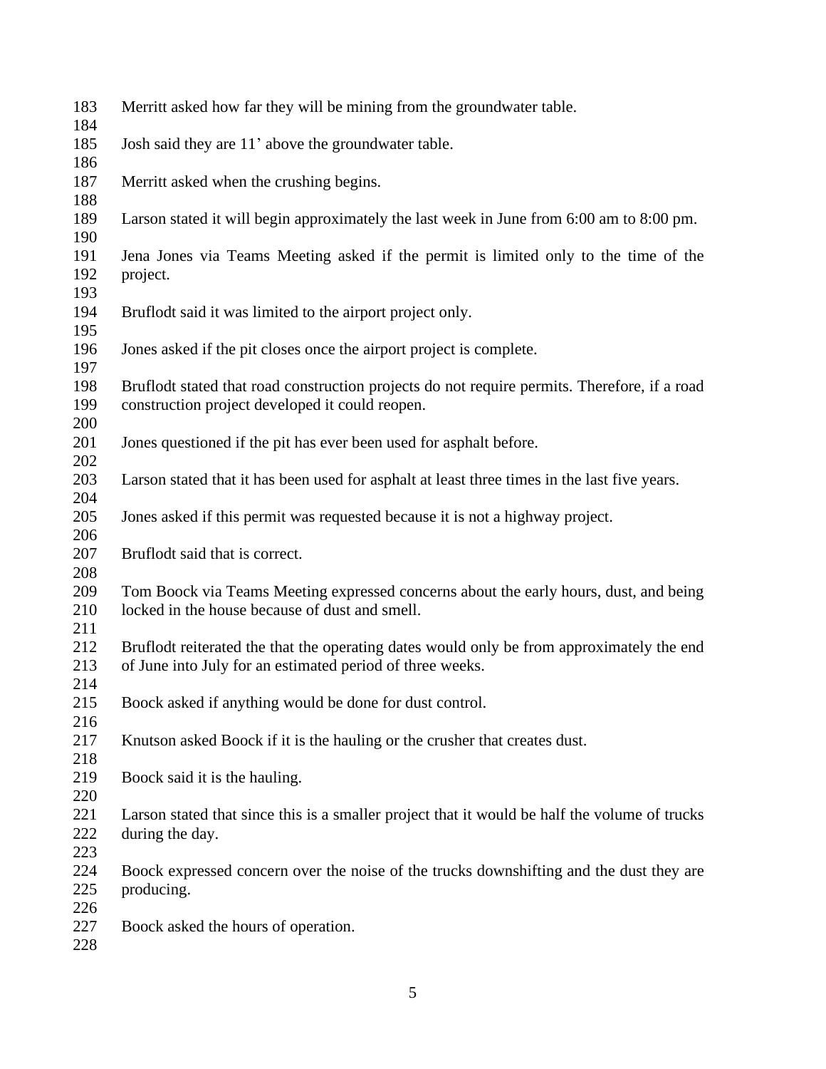Merritt asked how far they will be mining from the groundwater table.

Josh said they are 11' above the groundwater table.

Merritt asked when the crushing begins.

Larson stated it will begin approximately the last week in June from 6:00 am to 8:00 pm.

Jena Jones via Teams Meeting asked if the permit is limited only to the time of the project.

Bruflodt said it was limited to the airport project only.

Jones asked if the pit closes once the airport project is complete.

Bruflodt stated that road construction projects do not require permits. Therefore, if a road construction project developed it could reopen.

Jones questioned if the pit has ever been used for asphalt before.

Larson stated that it has been used for asphalt at least three times in the last five years.

Jones asked if this permit was requested because it is not a highway project.

Bruflodt said that is correct.

Tom Boock via Teams Meeting expressed concerns about the early hours, dust, and being locked in the house because of dust and smell.

Bruflodt reiterated the that the operating dates would only be from approximately the end of June into July for an estimated period of three weeks.

Boock asked if anything would be done for dust control.

Knutson asked Boock if it is the hauling or the crusher that creates dust.

Boock said it is the hauling.

Larson stated that since this is a smaller project that it would be half the volume of trucks during the day.

Boock expressed concern over the noise of the trucks downshifting and the dust they are producing.

Boock asked the hours of operation.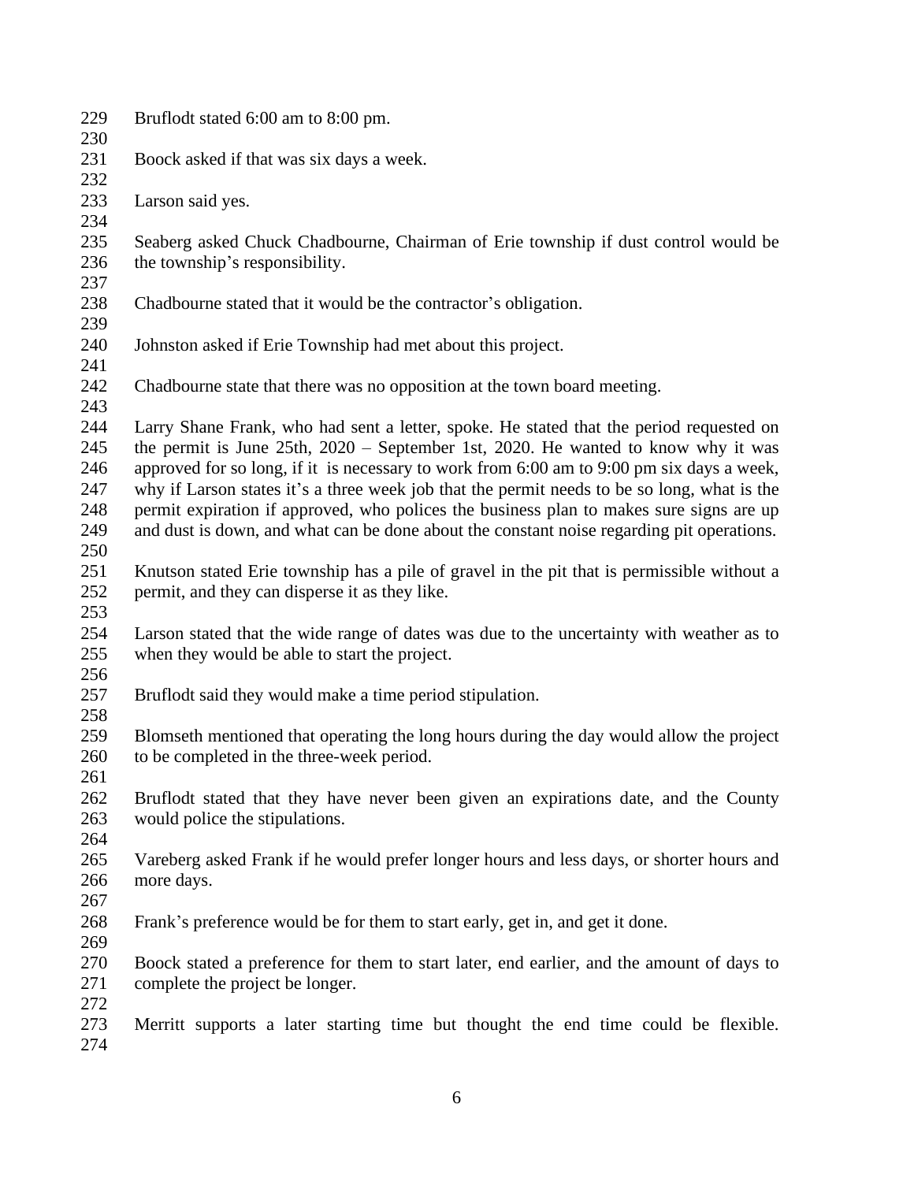Bruflodt stated 6:00 am to 8:00 pm.

Boock asked if that was six days a week.

Larson said yes.

Seaberg asked Chuck Chadbourne, Chairman of Erie township if dust control would be the township's responsibility.

Chadbourne stated that it would be the contractor's obligation.

Johnston asked if Erie Township had met about this project.

Chadbourne state that there was no opposition at the town board meeting.

Larry Shane Frank, who had sent a letter, spoke. He stated that the period requested on the permit is June 25th, 2020 – September 1st, 2020. He wanted to know why it was approved for so long, if it is necessary to work from 6:00 am to 9:00 pm six days a week, why if Larson states it's a three week job that the permit needs to be so long, what is the permit expiration if approved, who polices the business plan to makes sure signs are up and dust is down, and what can be done about the constant noise regarding pit operations.

Knutson stated Erie township has a pile of gravel in the pit that is permissible without a permit, and they can disperse it as they like.

Larson stated that the wide range of dates was due to the uncertainty with weather as to when they would be able to start the project.

Bruflodt said they would make a time period stipulation.

Blomseth mentioned that operating the long hours during the day would allow the project to be completed in the three-week period.

Bruflodt stated that they have never been given an expirations date, and the County would police the stipulations.

Vareberg asked Frank if he would prefer longer hours and less days, or shorter hours and more days.

Frank's preference would be for them to start early, get in, and get it done.

Boock stated a preference for them to start later, end earlier, and the amount of days to complete the project be longer.

Merritt supports a later starting time but thought the end time could be flexible.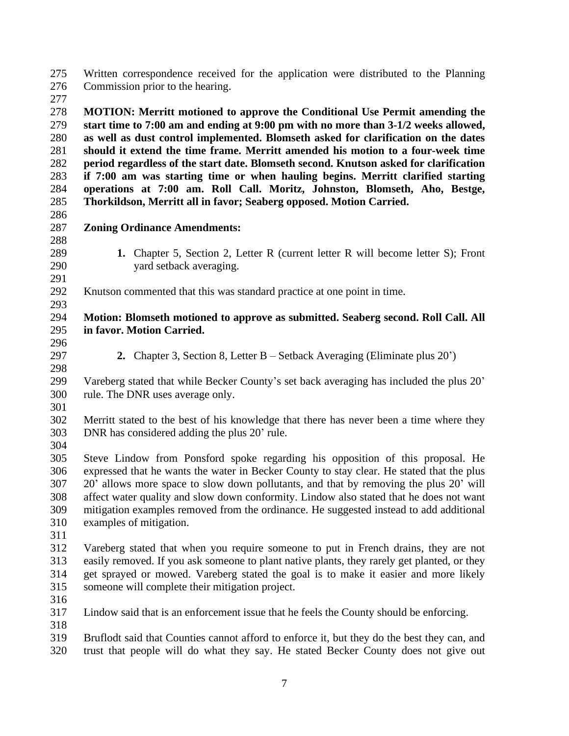Written correspondence received for the application were distributed to the Planning Commission prior to the hearing.

**MOTION: Merritt motioned to approve the Conditional Use Permit amending the start time to 7:00 am and ending at 9:00 pm with no more than 3-1/2 weeks allowed, as well as dust control implemented. Blomseth asked for clarification on the dates should it extend the time frame. Merritt amended his motion to a four-week time period regardless of the start date. Blomseth second. Knutson asked for clarification if 7:00 am was starting time or when hauling begins. Merritt clarified starting operations at 7:00 am. Roll Call. Moritz, Johnston, Blomseth, Aho, Bestge, Thorkildson, Merritt all in favor; Seaberg opposed. Motion Carried.**

**Zoning Ordinance Amendments:**

1. Chapter 5, Section 2, Letter R (current letter R will become letter S); Front yard setback averaging.

Knutson commented that this was standard practice at one point in time.

**Motion: Blomseth motioned to approve as submitted. Seaberg second. Roll Call. All in favor. Motion Carried.**

2. Chapter 3, Section 8, Letter B – Setback Averaging (Eliminate plus 20')

Vareberg stated that while Becker County's set back averaging has included the plus 20' rule. The DNR uses average only.

Merritt stated to the best of his knowledge that there has never been a time where they DNR has considered adding the plus 20' rule.

Steve Lindow from Ponsford spoke regarding his opposition of this proposal. He expressed that he wants the water in Becker County to stay clear. He stated that the plus 20' allows more space to slow down pollutants, and that by removing the plus 20' will affect water quality and slow down conformity. Lindow also stated that he does not want mitigation examples removed from the ordinance. He suggested instead to add additional examples of mitigation.

Vareberg stated that when you require someone to put in French drains, they are not easily removed. If you ask someone to plant native plants, they rarely get planted, or they get sprayed or mowed. Vareberg stated the goal is to make it easier and more likely someone will complete their mitigation project.

Lindow said that is an enforcement issue that he feels the County should be enforcing.

Bruflodt said that Counties cannot afford to enforce it, but they do the best they can, and trust that people will do what they say. He stated Becker County does not give out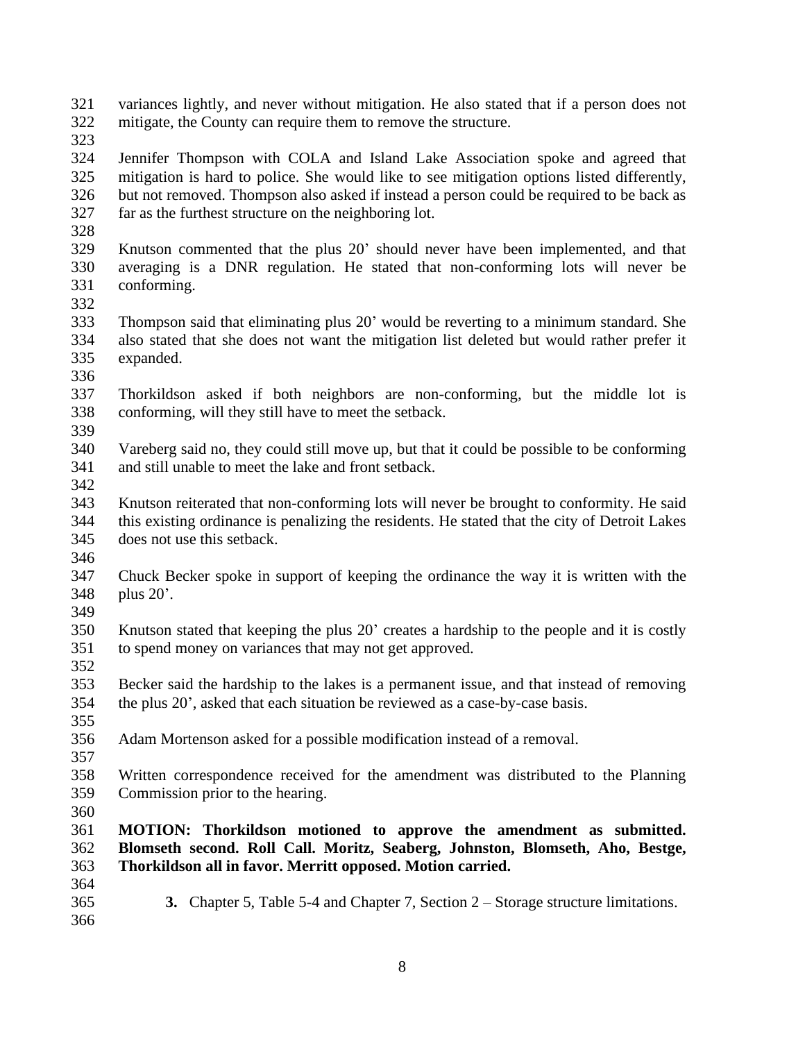variances lightly, and never without mitigation. He also stated that if a person does not mitigate, the County can require them to remove the structure.

Jennifer Thompson with COLA and Island Lake Association spoke and agreed that mitigation is hard to police. She would like to see mitigation options listed differently, but not removed. Thompson also asked if instead a person could be required to be back as far as the furthest structure on the neighboring lot.

Knutson commented that the plus 20' should never have been implemented, and that averaging is a DNR regulation. He stated that non-conforming lots will never be conforming.

Thompson said that eliminating plus 20' would be reverting to a minimum standard. She also stated that she does not want the mitigation list deleted but would rather prefer it expanded.

Thorkildson asked if both neighbors are non-conforming, but the middle lot is conforming, will they still have to meet the setback.

Vareberg said no, they could still move up, but that it could be possible to be conforming and still unable to meet the lake and front setback.

Knutson reiterated that non-conforming lots will never be brought to conformity. He said this existing ordinance is penalizing the residents. He stated that the city of Detroit Lakes does not use this setback.

Chuck Becker spoke in support of keeping the ordinance the way it is written with the plus 20'.

Knutson stated that keeping the plus 20' creates a hardship to the people and it is costly to spend money on variances that may not get approved.

Becker said the hardship to the lakes is a permanent issue, and that instead of removing the plus 20', asked that each situation be reviewed as a case-by-case basis.

Adam Mortenson asked for a possible modification instead of a removal.

Written correspondence received for the amendment was distributed to the Planning Commission prior to the hearing.

**MOTION: Thorkildson motioned to approve the amendment as submitted. Blomseth second. Roll Call. Moritz, Seaberg, Johnston, Blomseth, Aho, Bestge, Thorkildson all in favor. Merritt opposed. Motion carried.**

3. Chapter 5, Table 5-4 and Chapter 7, Section 2 – Storage structure limitations.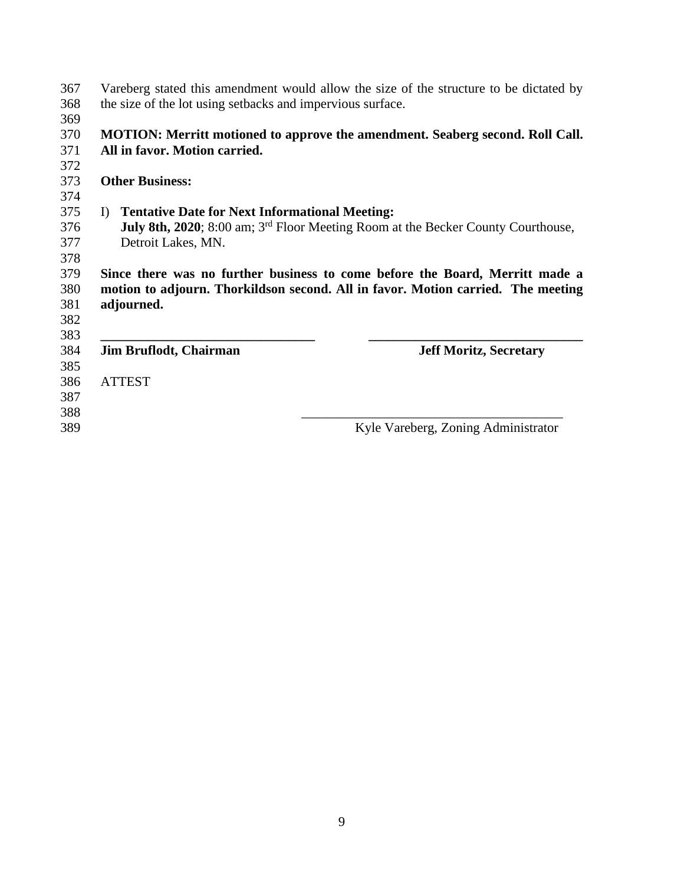Vareberg stated this amendment would allow the size of the structure to be dictated by the size of the lot using setbacks and impervious surface.

**MOTION: Merritt motioned to approve the amendment. Seaberg second. Roll Call. All in favor. Motion carried.**

**Other Business:**

I) **Tentative Date for Next Informational Meeting:**
**July 8th, 2020**; 8:00 am; 3rd Floor Meeting Room at the Becker County Courthouse, Detroit Lakes, MN.

**Since there was no further business to come before the Board, Merritt made a motion to adjourn. Thorkildson second. All in favor. Motion carried. The meeting adjourned.**

**_______________________________** **_______________________________**

**Jim Bruflodt, Chairman** **Jeff Moritz, Secretary**

ATTEST

_____________________________________

Kyle Vareberg, Zoning Administrator